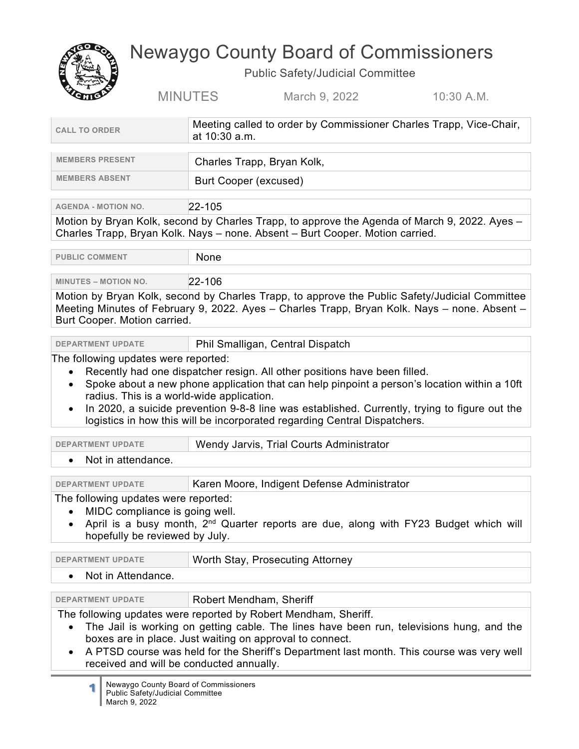# Newaygo County Board of Commissioners

## Public Safety/Judicial Committee

MINUTES March 9, 2022 10:30 A.M.

| CALL TO ORDER | Meeting called to order by Commissioner Charles Trapp, Vice-Chair, at 10:30 a.m. |
|---|---|

| MEMBERS PRESENT | Charles Trapp, Bryan Kolk, |
|---|---|
| MEMBERS ABSENT | Burt Cooper (excused) |

**AGENDA - MOTION NO.** 22-105

Motion by Bryan Kolk, second by Charles Trapp, to approve the Agenda of March 9, 2022. Ayes – Charles Trapp, Bryan Kolk. Nays – none. Absent – Burt Cooper. Motion carried.

| PUBLIC COMMENT | None |
|---|---|

**MINUTES – MOTION NO.** 22-106

Motion by Bryan Kolk, second by Charles Trapp, to approve the Public Safety/Judicial Committee Meeting Minutes of February 9, 2022. Ayes – Charles Trapp, Bryan Kolk. Nays – none. Absent – Burt Cooper. Motion carried.

**DEPARTMENT UPDATE** Phil Smalligan, Central Dispatch

The following updates were reported:

- Recently had one dispatcher resign. All other positions have been filled.
- Spoke about a new phone application that can help pinpoint a person's location within a 10ft radius. This is a world-wide application.
- In 2020, a suicide prevention 9-8-8 line was established. Currently, trying to figure out the logistics in how this will be incorporated regarding Central Dispatchers.

**DEPARTMENT UPDATE** Wendy Jarvis, Trial Courts Administrator

- Not in attendance.

**DEPARTMENT UPDATE** Karen Moore, Indigent Defense Administrator

The following updates were reported:

- MIDC compliance is going well.
- April is a busy month, 2nd Quarter reports are due, along with FY23 Budget which will hopefully be reviewed by July.

**DEPARTMENT UPDATE** Worth Stay, Prosecuting Attorney

- Not in Attendance.

**DEPARTMENT UPDATE** Robert Mendham, Sheriff

The following updates were reported by Robert Mendham, Sheriff.

- The Jail is working on getting cable. The lines have been run, televisions hung, and the boxes are in place. Just waiting on approval to connect.
- A PTSD course was held for the Sheriff's Department last month. This course was very well received and will be conducted annually.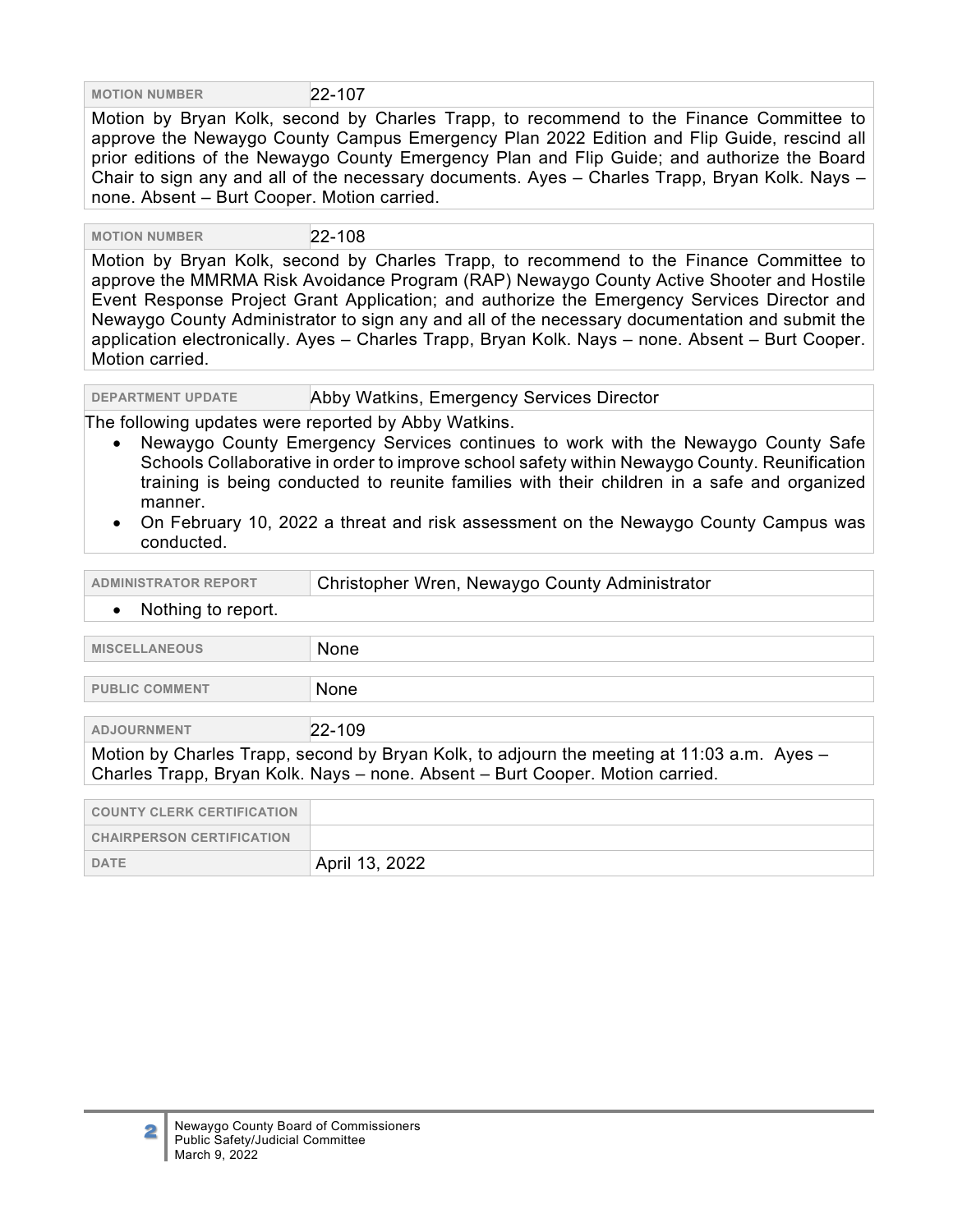| | |
|---|---|
| MOTION NUMBER | 22-107 |

Motion by Bryan Kolk, second by Charles Trapp, to recommend to the Finance Committee to approve the Newaygo County Campus Emergency Plan 2022 Edition and Flip Guide, rescind all prior editions of the Newaygo County Emergency Plan and Flip Guide; and authorize the Board Chair to sign any and all of the necessary documents. Ayes – Charles Trapp, Bryan Kolk. Nays – none. Absent – Burt Cooper. Motion carried.

| | |
|---|---|
| MOTION NUMBER | 22-108 |

Motion by Bryan Kolk, second by Charles Trapp, to recommend to the Finance Committee to approve the MMRMA Risk Avoidance Program (RAP) Newaygo County Active Shooter and Hostile Event Response Project Grant Application; and authorize the Emergency Services Director and Newaygo County Administrator to sign any and all of the necessary documentation and submit the application electronically. Ayes – Charles Trapp, Bryan Kolk. Nays – none. Absent – Burt Cooper. Motion carried.

| | |
|---|---|
| DEPARTMENT UPDATE | Abby Watkins, Emergency Services Director |

The following updates were reported by Abby Watkins.

- Newaygo County Emergency Services continues to work with the Newaygo County Safe Schools Collaborative in order to improve school safety within Newaygo County. Reunification training is being conducted to reunite families with their children in a safe and organized manner.
- On February 10, 2022 a threat and risk assessment on the Newaygo County Campus was conducted.

| | |
|---|---|
| ADMINISTRATOR REPORT | Christopher Wren, Newaygo County Administrator |

- Nothing to report.

| | |
|---|---|
| MISCELLANEOUS | None |
| PUBLIC COMMENT | None |

| | |
|---|---|
| ADJOURNMENT | 22-109 |

Motion by Charles Trapp, second by Bryan Kolk, to adjourn the meeting at 11:03 a.m. Ayes – Charles Trapp, Bryan Kolk. Nays – none. Absent – Burt Cooper. Motion carried.

| | |
|---|---|
| COUNTY CLERK CERTIFICATION | |
| CHAIRPERSON CERTIFICATION | |
| DATE | April 13, 2022 |